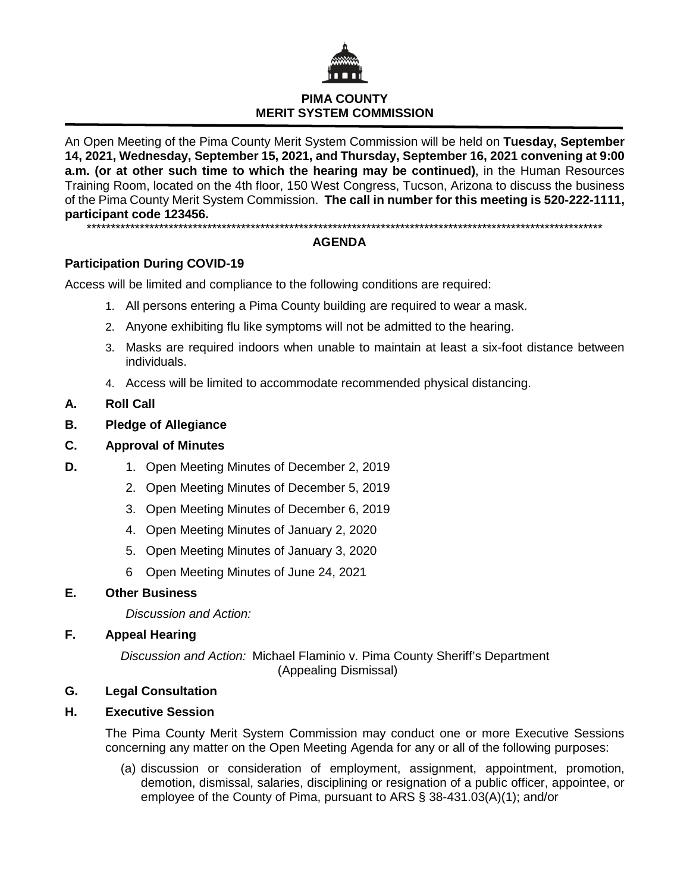# PIMA COUNTY
# MERIT SYSTEM COMMISSION

An Open Meeting of the Pima County Merit System Commission will be held on **Tuesday, September 14, 2021, Wednesday, September 15, 2021, and Thursday, September 16, 2021 convening at 9:00 a.m. (or at other such time to which the hearing may be continued)**, in the Human Resources Training Room, located on the 4th floor, 150 West Congress, Tucson, Arizona to discuss the business of the Pima County Merit System Commission. **The call in number for this meeting is 520-222-1111, participant code 123456.**

*****************************************************************************************************************

## AGENDA

**Participation During COVID-19**

Access will be limited and compliance to the following conditions are required:

1. All persons entering a Pima County building are required to wear a mask.
2. Anyone exhibiting flu like symptoms will not be admitted to the hearing.
3. Masks are required indoors when unable to maintain at least a six-foot distance between individuals.
4. Access will be limited to accommodate recommended physical distancing.

**A. Roll Call**

**B. Pledge of Allegiance**

**C. Approval of Minutes**

**D.**
1. Open Meeting Minutes of December 2, 2019
2. Open Meeting Minutes of December 5, 2019
3. Open Meeting Minutes of December 6, 2019
4. Open Meeting Minutes of January 2, 2020
5. Open Meeting Minutes of January 3, 2020
6. Open Meeting Minutes of June 24, 2021

**E. Other Business**

*Discussion and Action:*

**F. Appeal Hearing**

*Discussion and Action:* Michael Flaminio v. Pima County Sheriff's Department (Appealing Dismissal)

**G. Legal Consultation**

**H. Executive Session**

The Pima County Merit System Commission may conduct one or more Executive Sessions concerning any matter on the Open Meeting Agenda for any or all of the following purposes:

(a) discussion or consideration of employment, assignment, appointment, promotion, demotion, dismissal, salaries, disciplining or resignation of a public officer, appointee, or employee of the County of Pima, pursuant to ARS § 38-431.03(A)(1); and/or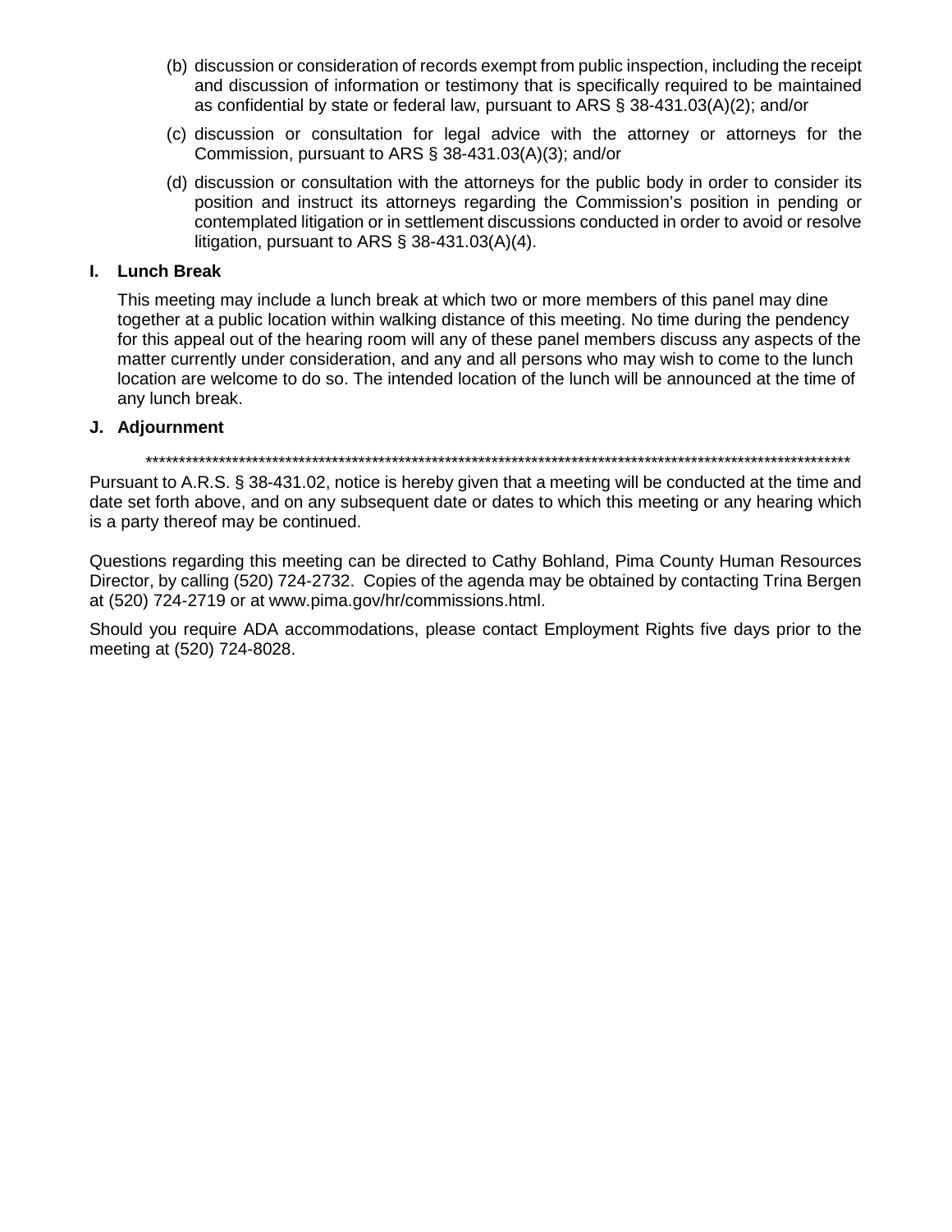(b) discussion or consideration of records exempt from public inspection, including the receipt and discussion of information or testimony that is specifically required to be maintained as confidential by state or federal law, pursuant to ARS § 38-431.03(A)(2); and/or

(c) discussion or consultation for legal advice with the attorney or attorneys for the Commission, pursuant to ARS § 38-431.03(A)(3); and/or

(d) discussion or consultation with the attorneys for the public body in order to consider its position and instruct its attorneys regarding the Commission's position in pending or contemplated litigation or in settlement discussions conducted in order to avoid or resolve litigation, pursuant to ARS § 38-431.03(A)(4).

**I. Lunch Break**

This meeting may include a lunch break at which two or more members of this panel may dine together at a public location within walking distance of this meeting. No time during the pendency for this appeal out of the hearing room will any of these panel members discuss any aspects of the matter currently under consideration, and any and all persons who may wish to come to the lunch location are welcome to do so. The intended location of the lunch will be announced at the time of any lunch break.

**J. Adjournment**

\*\*\*\*\*\*\*\*\*\*\*\*\*\*\*\*\*\*\*\*\*\*\*\*\*\*\*\*\*\*\*\*\*\*\*\*\*\*\*\*\*\*\*\*\*\*\*\*\*\*\*\*\*\*\*\*\*\*\*\*\*\*\*\*\*\*\*\*\*\*\*\*\*\*\*\*\*\*\*\*\*\*\*\*\*\*\*\*\*\*\*\*\*\*\*\*\*\*\*\*\*\*\*\*\*\*\*\*\*\*

Pursuant to A.R.S. § 38-431.02, notice is hereby given that a meeting will be conducted at the time and date set forth above, and on any subsequent date or dates to which this meeting or any hearing which is a party thereof may be continued.

Questions regarding this meeting can be directed to Cathy Bohland, Pima County Human Resources Director, by calling (520) 724-2732. Copies of the agenda may be obtained by contacting Trina Bergen at (520) 724-2719 or at www.pima.gov/hr/commissions.html.

Should you require ADA accommodations, please contact Employment Rights five days prior to the meeting at (520) 724-8028.